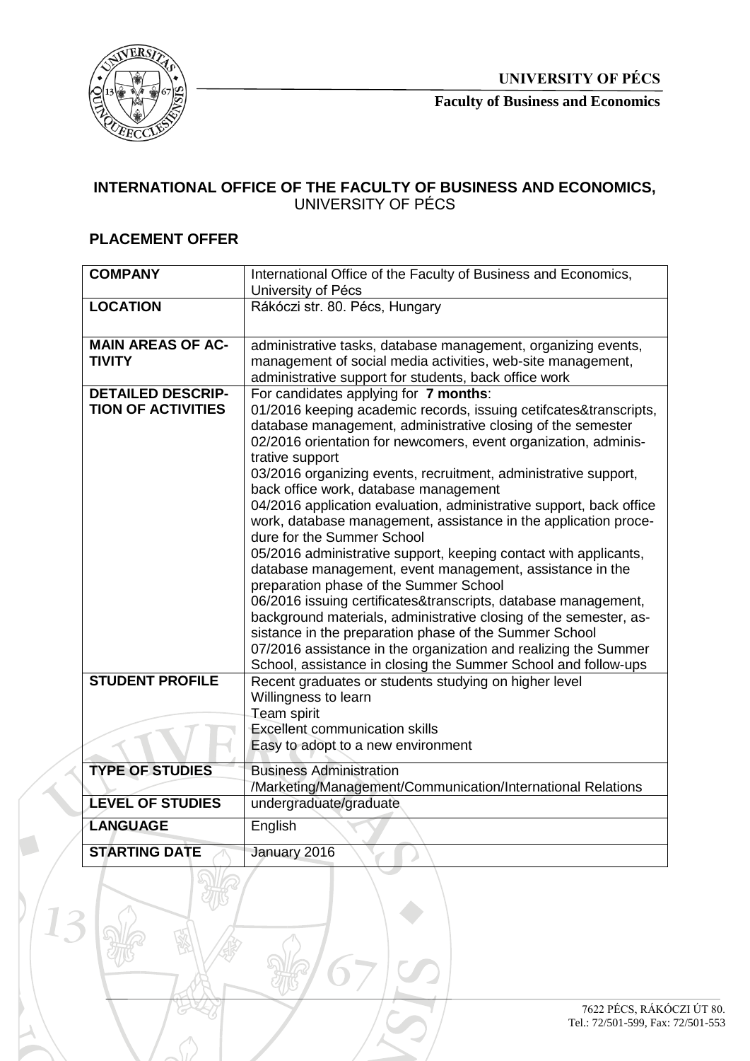**UNIVERSITY OF PÉCS**

**Faculty of Business and Economics**

## INTERNATIONAL OFFICE OF THE FACULTY OF BUSINESS AND ECONOMICS, UNIVERSITY OF PÉCS

## PLACEMENT OFFER

| **COMPANY** | International Office of the Faculty of Business and Economics, University of Pécs |
|---|---|
| **LOCATION** | Rákóczi str. 80. Pécs, Hungary |
| **MAIN AREAS OF ACTIVITY** | administrative tasks, database management, organizing events, management of social media activities, web-site management, administrative support for students, back office work |
| **DETAILED DESCRIPTION OF ACTIVITIES** | For candidates applying for **7 months**:<br>01/2016 keeping academic records, issuing cetifcates&transcripts, database management, administrative closing of the semester<br>02/2016 orientation for newcomers, event organization, administrative support<br>03/2016 organizing events, recruitment, administrative support, back office work, database management<br>04/2016 application evaluation, administrative support, back office work, database management, assistance in the application procedure for the Summer School<br>05/2016 administrative support, keeping contact with applicants, database management, event management, assistance in the preparation phase of the Summer School<br>06/2016 issuing certificates&transcripts, database management, background materials, administrative closing of the semester, assistance in the preparation phase of the Summer School<br>07/2016 assistance in the organization and realizing the Summer School, assistance in closing the Summer School and follow-ups |
| **STUDENT PROFILE** | Recent graduates or students studying on higher level<br>Willingness to learn<br>Team spirit<br>Excellent communication skills<br>Easy to adopt to a new environment |
| **TYPE OF STUDIES** | Business Administration /Marketing/Management/Communication/International Relations |
| **LEVEL OF STUDIES** | undergraduate/graduate |
| **LANGUAGE** | English |
| **STARTING DATE** | January 2016 |

7622 PÉCS, RÁKÓCZI ÚT 80.
Tel.: 72/501-599, Fax: 72/501-553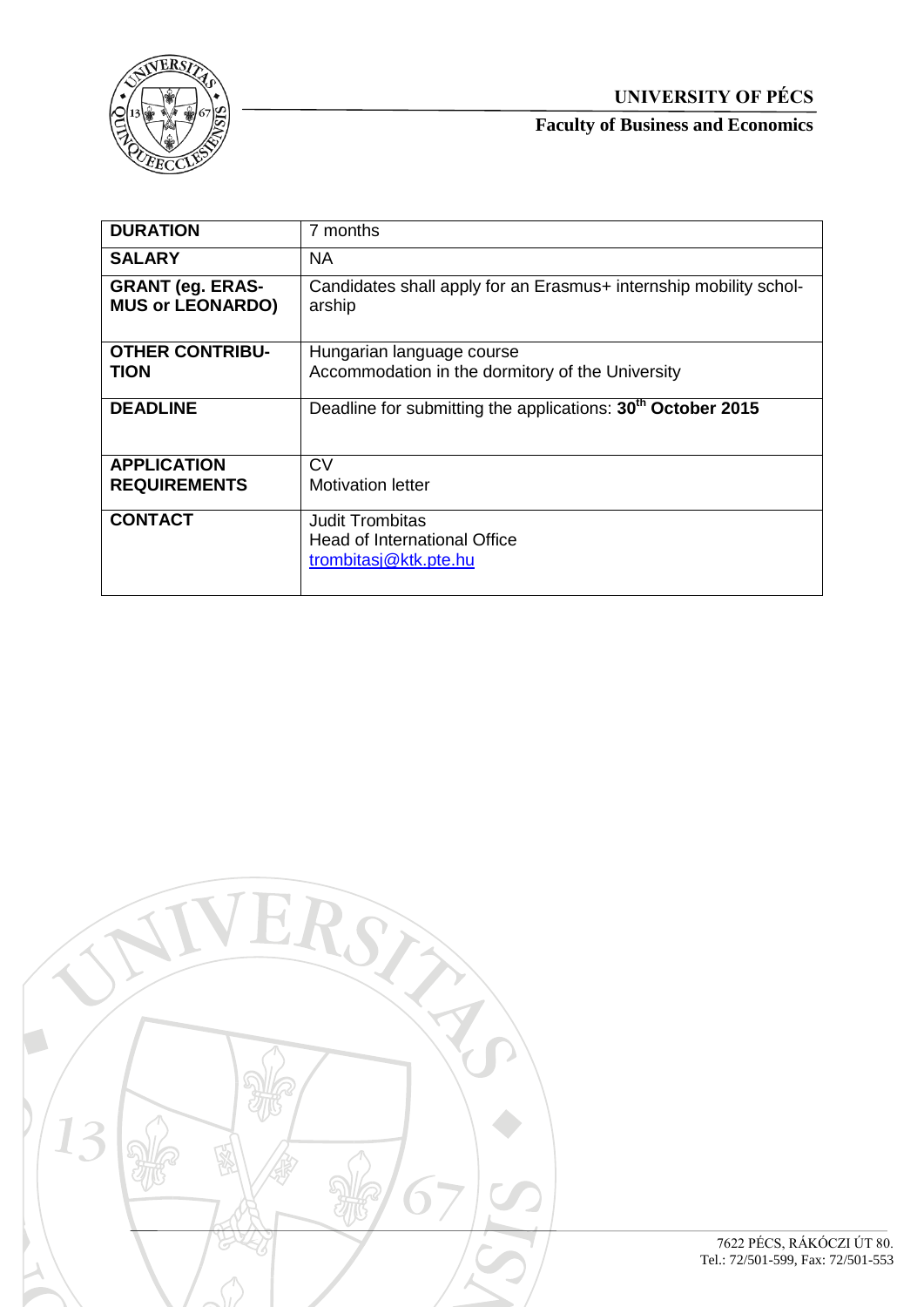| | |
|---|---|
| **DURATION** | 7 months |
| **SALARY** | NA |
| **GRANT (eg. ERASMUS or LEONARDO)** | Candidates shall apply for an Erasmus+ internship mobility scholarship |
| **OTHER CONTRIBUTION** | Hungarian language course<br>Accommodation in the dormitory of the University |
| **DEADLINE** | Deadline for submitting the applications: **30th October 2015** |
| **APPLICATION REQUIREMENTS** | CV<br>Motivation letter |
| **CONTACT** | Judit Trombitas<br>Head of International Office<br>trombitasj@ktk.pte.hu |